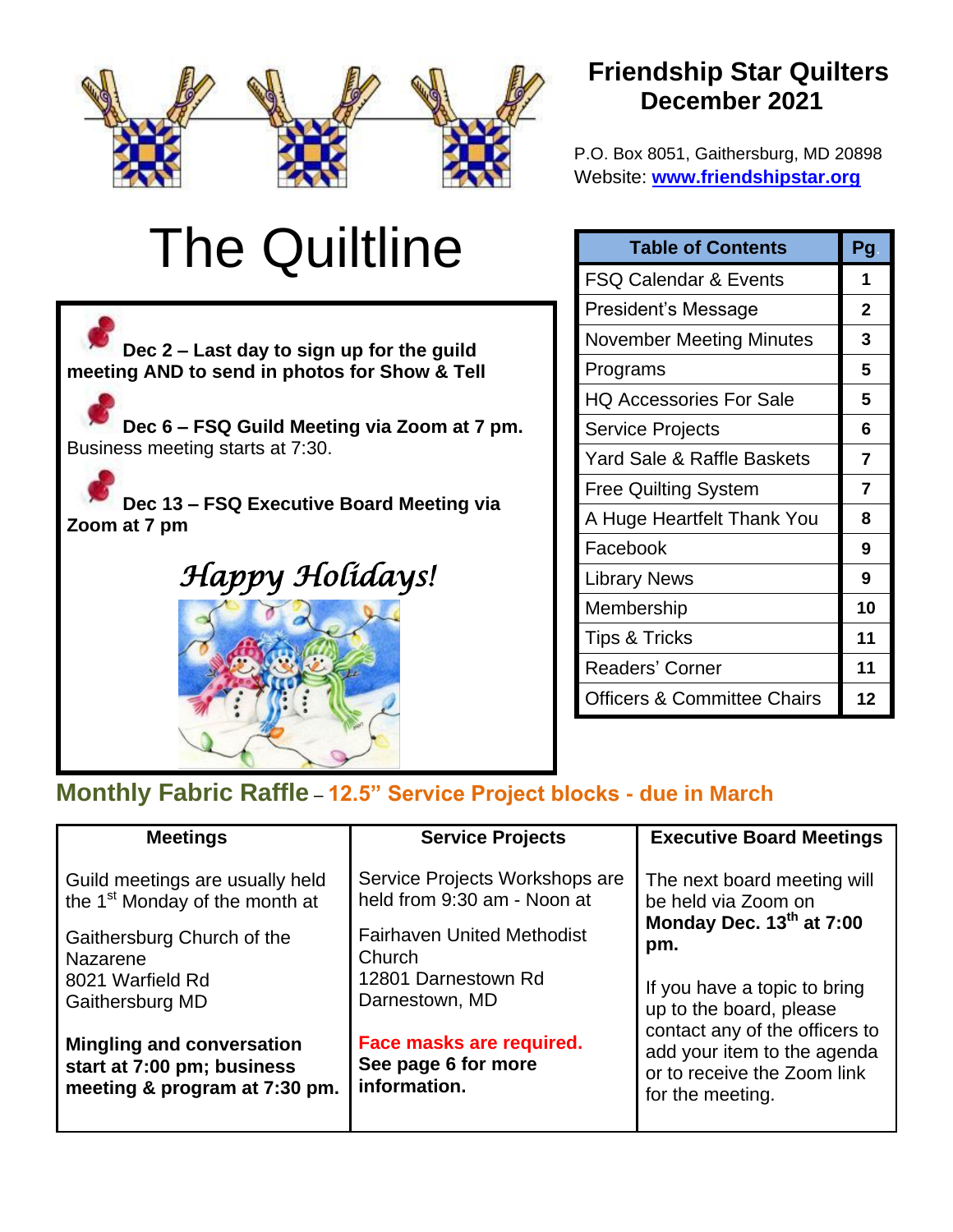# Friendship Star Quilters
## December 2021

P.O. Box 8051, Gaithersburg, MD 20898
Website: **www.friendshipstar.org**

# The Quiltline

**Dec 2 – Last day to sign up for the guild meeting AND to send in photos for Show & Tell**

**Dec 6 – FSQ Guild Meeting via Zoom at 7 pm.** Business meeting starts at 7:30.

**Dec 13 – FSQ Executive Board Meeting via Zoom at 7 pm**

*Happy Holidays!*

| Table of Contents | Pg. |
|---|---|
| FSQ Calendar & Events | 1 |
| President's Message | 2 |
| November Meeting Minutes | 3 |
| Programs | 5 |
| HQ Accessories For Sale | 5 |
| Service Projects | 6 |
| Yard Sale & Raffle Baskets | 7 |
| Free Quilting System | 7 |
| A Huge Heartfelt Thank You | 8 |
| Facebook | 9 |
| Library News | 9 |
| Membership | 10 |
| Tips & Tricks | 11 |
| Readers' Corner | 11 |
| Officers & Committee Chairs | 12 |

## Monthly Fabric Raffle – 12.5" Service Project blocks - due in March

| Meetings | Service Projects | Executive Board Meetings |
|---|---|---|
| Guild meetings are usually held the 1st Monday of the month at<br><br>Gaithersburg Church of the Nazarene<br>8021 Warfield Rd<br>Gaithersburg MD<br><br>**Mingling and conversation start at 7:00 pm; business meeting & program at 7:30 pm.** | Service Projects Workshops are held from 9:30 am - Noon at<br><br>Fairhaven United Methodist Church<br>12801 Darnestown Rd<br>Darnestown, MD<br><br>**Face masks are required. See page 6 for more information.** | The next board meeting will be held via Zoom on **Monday Dec. 13th at 7:00 pm.**<br><br>If you have a topic to bring up to the board, please contact any of the officers to add your item to the agenda or to receive the Zoom link for the meeting. |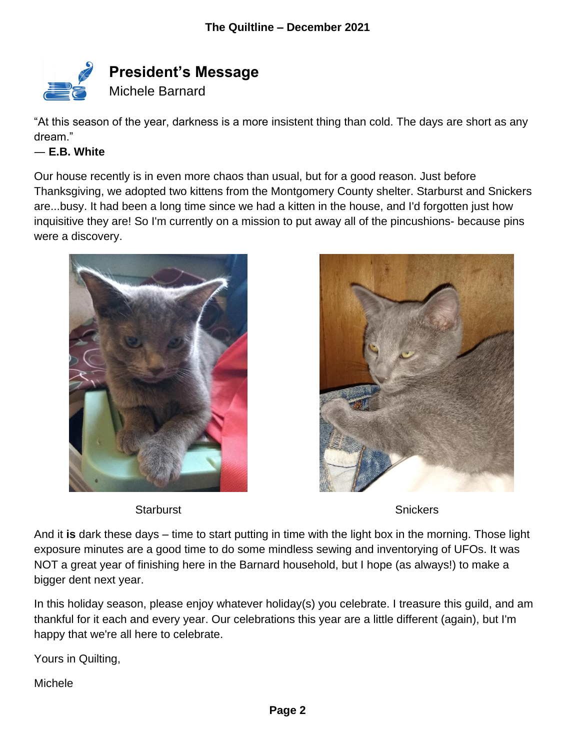## President's Message

Michele Barnard

"At this season of the year, darkness is a more insistent thing than cold. The days are short as any dream."
— **E.B. White**

Our house recently is in even more chaos than usual, but for a good reason. Just before Thanksgiving, we adopted two kittens from the Montgomery County shelter. Starburst and Snickers are...busy. It had been a long time since we had a kitten in the house, and I'd forgotten just how inquisitive they are! So I'm currently on a mission to put away all of the pincushions- because pins were a discovery.

Starburst

Snickers

And it **is** dark these days – time to start putting in time with the light box in the morning. Those light exposure minutes are a good time to do some mindless sewing and inventorying of UFOs. It was NOT a great year of finishing here in the Barnard household, but I hope (as always!) to make a bigger dent next year.

In this holiday season, please enjoy whatever holiday(s) you celebrate. I treasure this guild, and am thankful for it each and every year. Our celebrations this year are a little different (again), but I'm happy that we're all here to celebrate.

Yours in Quilting,

Michele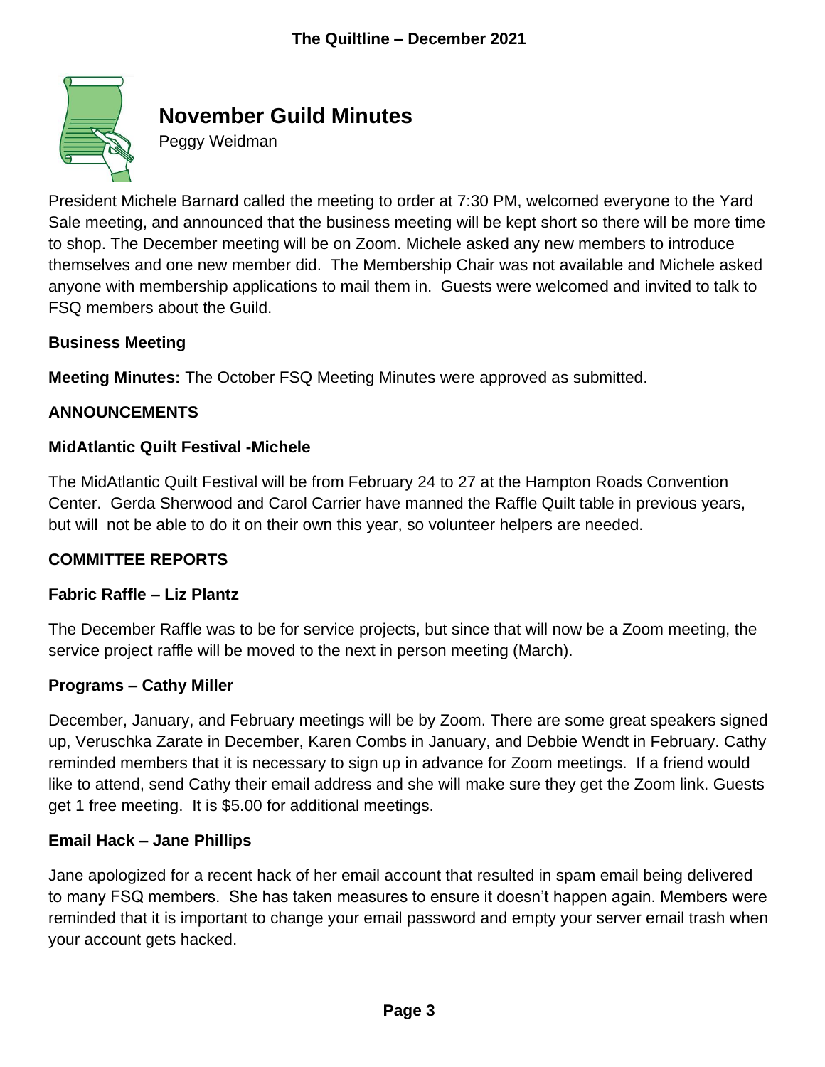# November Guild Minutes

Peggy Weidman

President Michele Barnard called the meeting to order at 7:30 PM, welcomed everyone to the Yard Sale meeting, and announced that the business meeting will be kept short so there will be more time to shop. The December meeting will be on Zoom. Michele asked any new members to introduce themselves and one new member did. The Membership Chair was not available and Michele asked anyone with membership applications to mail them in. Guests were welcomed and invited to talk to FSQ members about the Guild.

**Business Meeting**

**Meeting Minutes:** The October FSQ Meeting Minutes were approved as submitted.

**ANNOUNCEMENTS**

**MidAtlantic Quilt Festival -Michele**

The MidAtlantic Quilt Festival will be from February 24 to 27 at the Hampton Roads Convention Center. Gerda Sherwood and Carol Carrier have manned the Raffle Quilt table in previous years, but will not be able to do it on their own this year, so volunteer helpers are needed.

**COMMITTEE REPORTS**

**Fabric Raffle – Liz Plantz**

The December Raffle was to be for service projects, but since that will now be a Zoom meeting, the service project raffle will be moved to the next in person meeting (March).

**Programs – Cathy Miller**

December, January, and February meetings will be by Zoom. There are some great speakers signed up, Veruschka Zarate in December, Karen Combs in January, and Debbie Wendt in February. Cathy reminded members that it is necessary to sign up in advance for Zoom meetings. If a friend would like to attend, send Cathy their email address and she will make sure they get the Zoom link. Guests get 1 free meeting. It is $5.00 for additional meetings.

**Email Hack – Jane Phillips**

Jane apologized for a recent hack of her email account that resulted in spam email being delivered to many FSQ members. She has taken measures to ensure it doesn't happen again. Members were reminded that it is important to change your email password and empty your server email trash when your account gets hacked.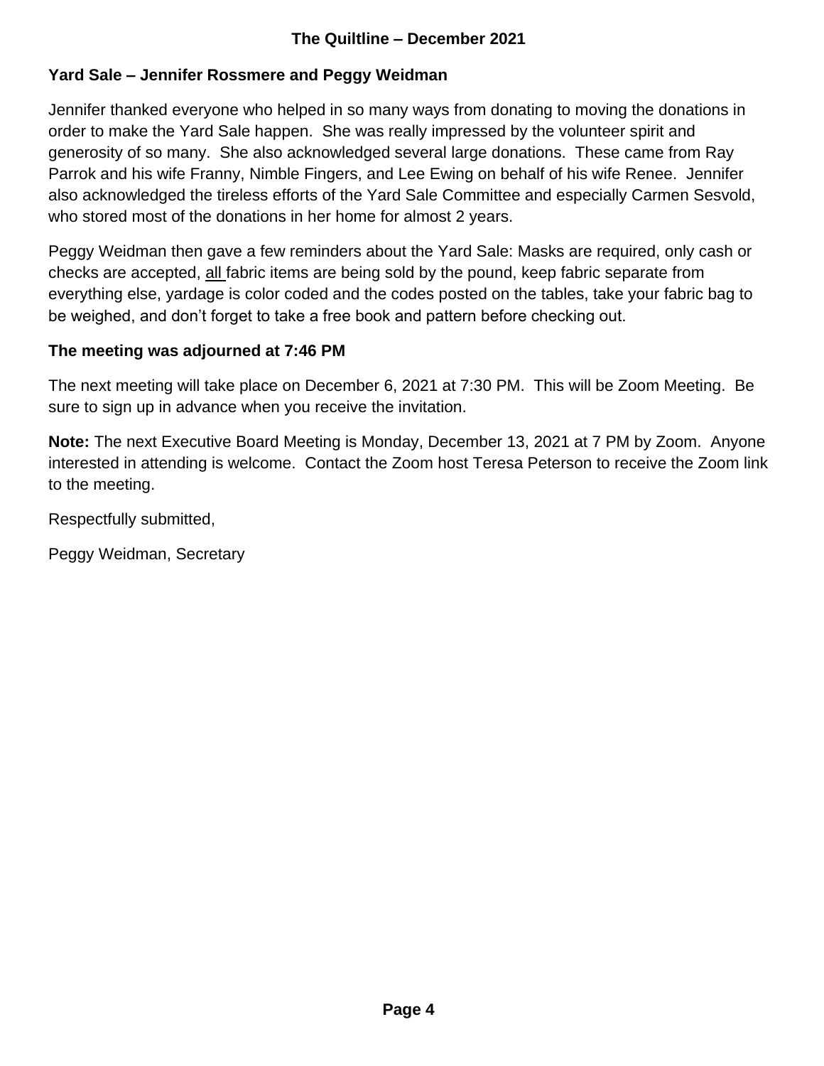**Yard Sale – Jennifer Rossmere and Peggy Weidman**

Jennifer thanked everyone who helped in so many ways from donating to moving the donations in order to make the Yard Sale happen. She was really impressed by the volunteer spirit and generosity of so many. She also acknowledged several large donations. These came from Ray Parrok and his wife Franny, Nimble Fingers, and Lee Ewing on behalf of his wife Renee. Jennifer also acknowledged the tireless efforts of the Yard Sale Committee and especially Carmen Sesvold, who stored most of the donations in her home for almost 2 years.

Peggy Weidman then gave a few reminders about the Yard Sale: Masks are required, only cash or checks are accepted, <u>all</u> fabric items are being sold by the pound, keep fabric separate from everything else, yardage is color coded and the codes posted on the tables, take your fabric bag to be weighed, and don't forget to take a free book and pattern before checking out.

**The meeting was adjourned at 7:46 PM**

The next meeting will take place on December 6, 2021 at 7:30 PM. This will be Zoom Meeting. Be sure to sign up in advance when you receive the invitation.

**Note:** The next Executive Board Meeting is Monday, December 13, 2021 at 7 PM by Zoom. Anyone interested in attending is welcome. Contact the Zoom host Teresa Peterson to receive the Zoom link to the meeting.

Respectfully submitted,

Peggy Weidman, Secretary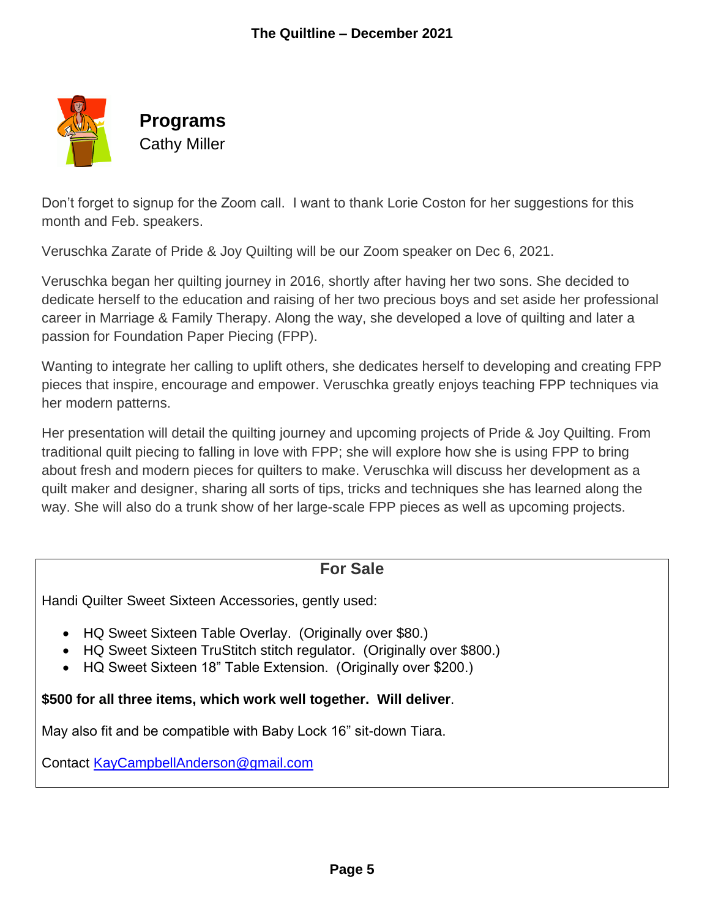## Programs

Cathy Miller

Don't forget to signup for the Zoom call. I want to thank Lorie Coston for her suggestions for this month and Feb. speakers.

Veruschka Zarate of Pride & Joy Quilting will be our Zoom speaker on Dec 6, 2021.

Veruschka began her quilting journey in 2016, shortly after having her two sons. She decided to dedicate herself to the education and raising of her two precious boys and set aside her professional career in Marriage & Family Therapy. Along the way, she developed a love of quilting and later a passion for Foundation Paper Piecing (FPP).

Wanting to integrate her calling to uplift others, she dedicates herself to developing and creating FPP pieces that inspire, encourage and empower. Veruschka greatly enjoys teaching FPP techniques via her modern patterns.

Her presentation will detail the quilting journey and upcoming projects of Pride & Joy Quilting. From traditional quilt piecing to falling in love with FPP; she will explore how she is using FPP to bring about fresh and modern pieces for quilters to make. Veruschka will discuss her development as a quilt maker and designer, sharing all sorts of tips, tricks and techniques she has learned along the way. She will also do a trunk show of her large-scale FPP pieces as well as upcoming projects.

## For Sale

Handi Quilter Sweet Sixteen Accessories, gently used:

- HQ Sweet Sixteen Table Overlay. (Originally over $80.)
- HQ Sweet Sixteen TruStitch stitch regulator. (Originally over $800.)
- HQ Sweet Sixteen 18" Table Extension. (Originally over $200.)

**$500 for all three items, which work well together. Will deliver**.

May also fit and be compatible with Baby Lock 16" sit-down Tiara.

Contact KayCampbellAnderson@gmail.com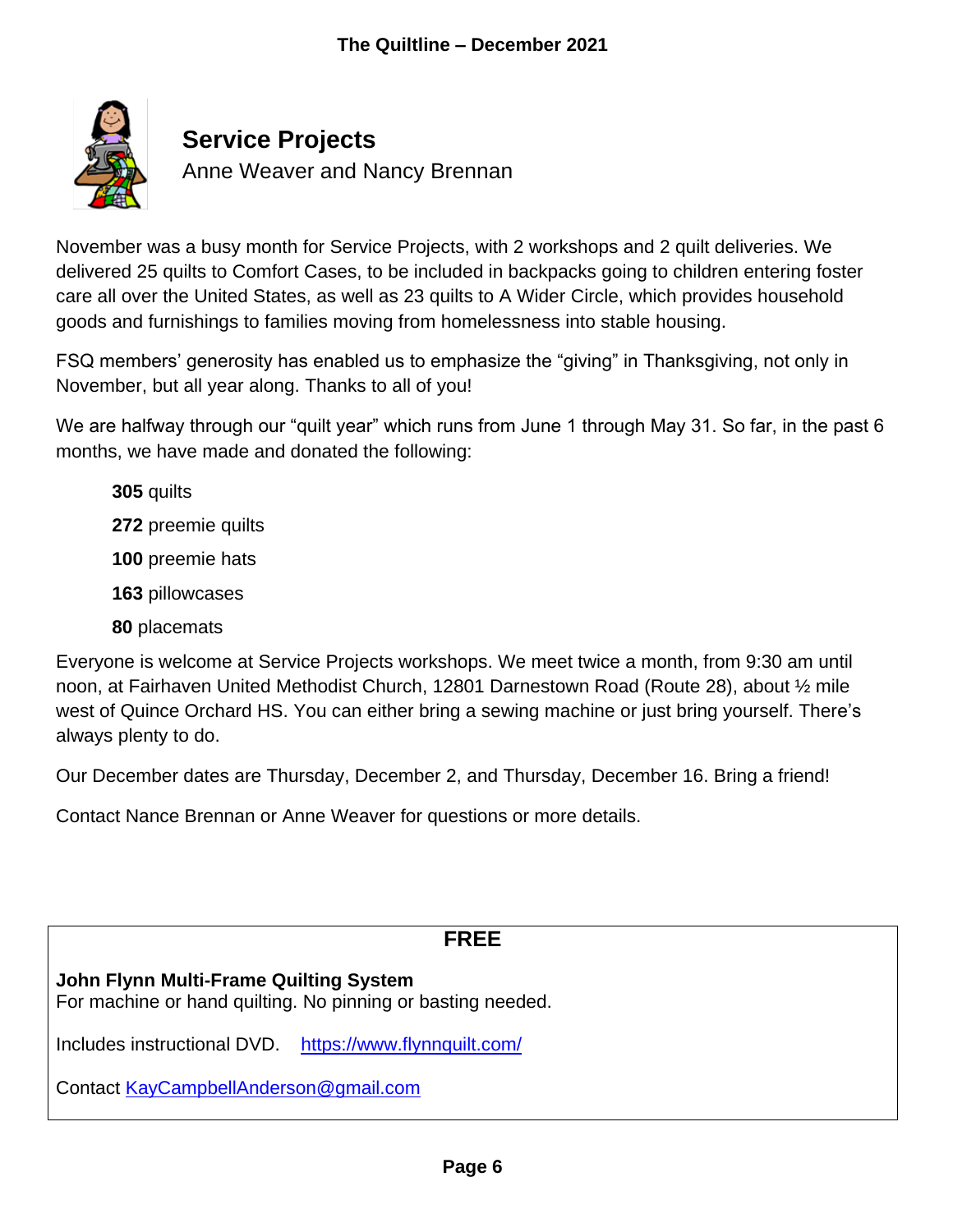## Service Projects

Anne Weaver and Nancy Brennan

November was a busy month for Service Projects, with 2 workshops and 2 quilt deliveries. We delivered 25 quilts to Comfort Cases, to be included in backpacks going to children entering foster care all over the United States, as well as 23 quilts to A Wider Circle, which provides household goods and furnishings to families moving from homelessness into stable housing.

FSQ members' generosity has enabled us to emphasize the "giving" in Thanksgiving, not only in November, but all year along. Thanks to all of you!

We are halfway through our "quilt year" which runs from June 1 through May 31. So far, in the past 6 months, we have made and donated the following:

- **305** quilts
- **272** preemie quilts
- **100** preemie hats
- **163** pillowcases
- **80** placemats

Everyone is welcome at Service Projects workshops. We meet twice a month, from 9:30 am until noon, at Fairhaven United Methodist Church, 12801 Darnestown Road (Route 28), about ½ mile west of Quince Orchard HS. You can either bring a sewing machine or just bring yourself. There's always plenty to do.

Our December dates are Thursday, December 2, and Thursday, December 16. Bring a friend!

Contact Nance Brennan or Anne Weaver for questions or more details.

---

### FREE

**John Flynn Multi-Frame Quilting System**
For machine or hand quilting. No pinning or basting needed.

Includes instructional DVD. https://www.flynnquilt.com/

Contact KayCampbellAnderson@gmail.com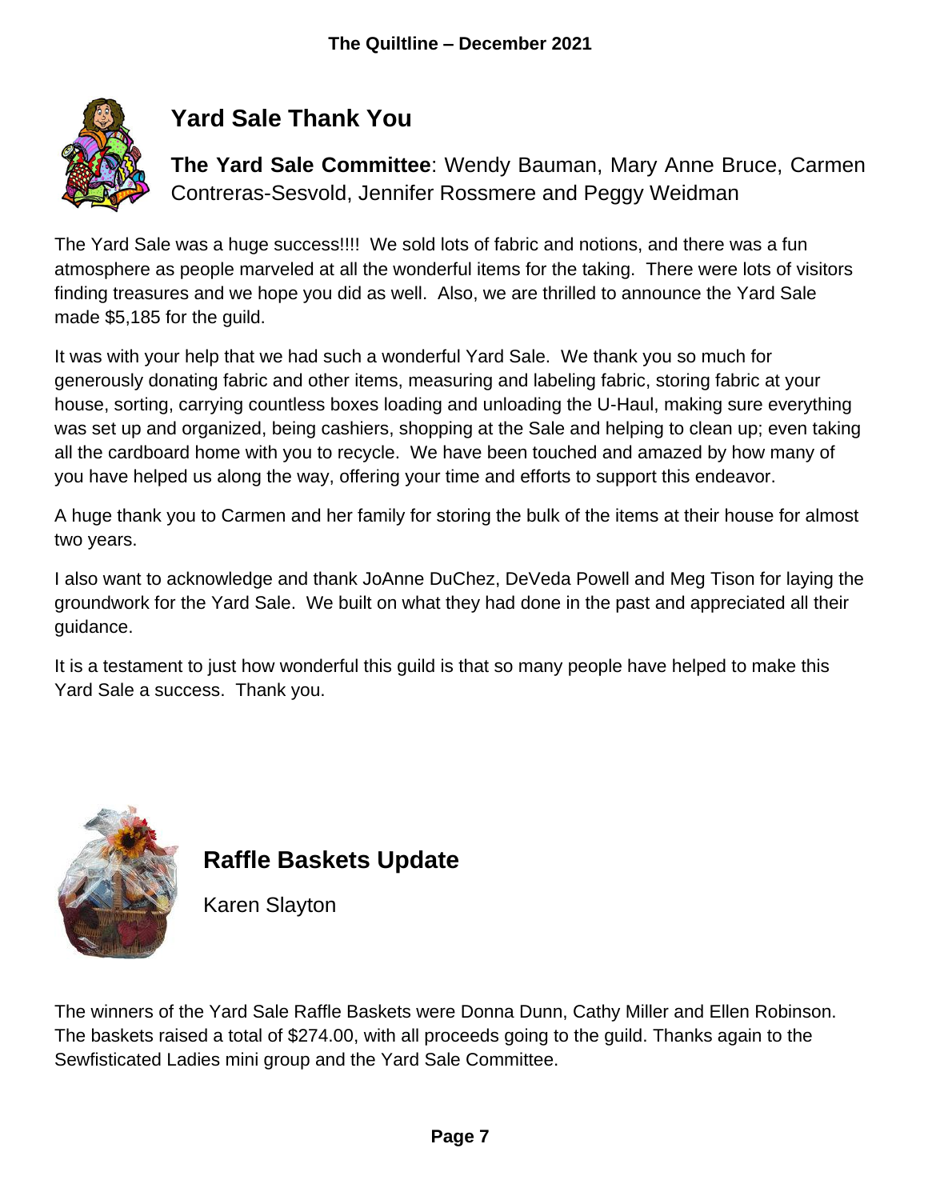## Yard Sale Thank You

**The Yard Sale Committee**: Wendy Bauman, Mary Anne Bruce, Carmen Contreras-Sesvold, Jennifer Rossmere and Peggy Weidman

The Yard Sale was a huge success!!!! We sold lots of fabric and notions, and there was a fun atmosphere as people marveled at all the wonderful items for the taking. There were lots of visitors finding treasures and we hope you did as well. Also, we are thrilled to announce the Yard Sale made $5,185 for the guild.

It was with your help that we had such a wonderful Yard Sale. We thank you so much for generously donating fabric and other items, measuring and labeling fabric, storing fabric at your house, sorting, carrying countless boxes loading and unloading the U-Haul, making sure everything was set up and organized, being cashiers, shopping at the Sale and helping to clean up; even taking all the cardboard home with you to recycle. We have been touched and amazed by how many of you have helped us along the way, offering your time and efforts to support this endeavor.

A huge thank you to Carmen and her family for storing the bulk of the items at their house for almost two years.

I also want to acknowledge and thank JoAnne DuChez, DeVeda Powell and Meg Tison for laying the groundwork for the Yard Sale. We built on what they had done in the past and appreciated all their guidance.

It is a testament to just how wonderful this guild is that so many people have helped to make this Yard Sale a success. Thank you.

## Raffle Baskets Update

Karen Slayton

The winners of the Yard Sale Raffle Baskets were Donna Dunn, Cathy Miller and Ellen Robinson. The baskets raised a total of $274.00, with all proceeds going to the guild. Thanks again to the Sewfisticated Ladies mini group and the Yard Sale Committee.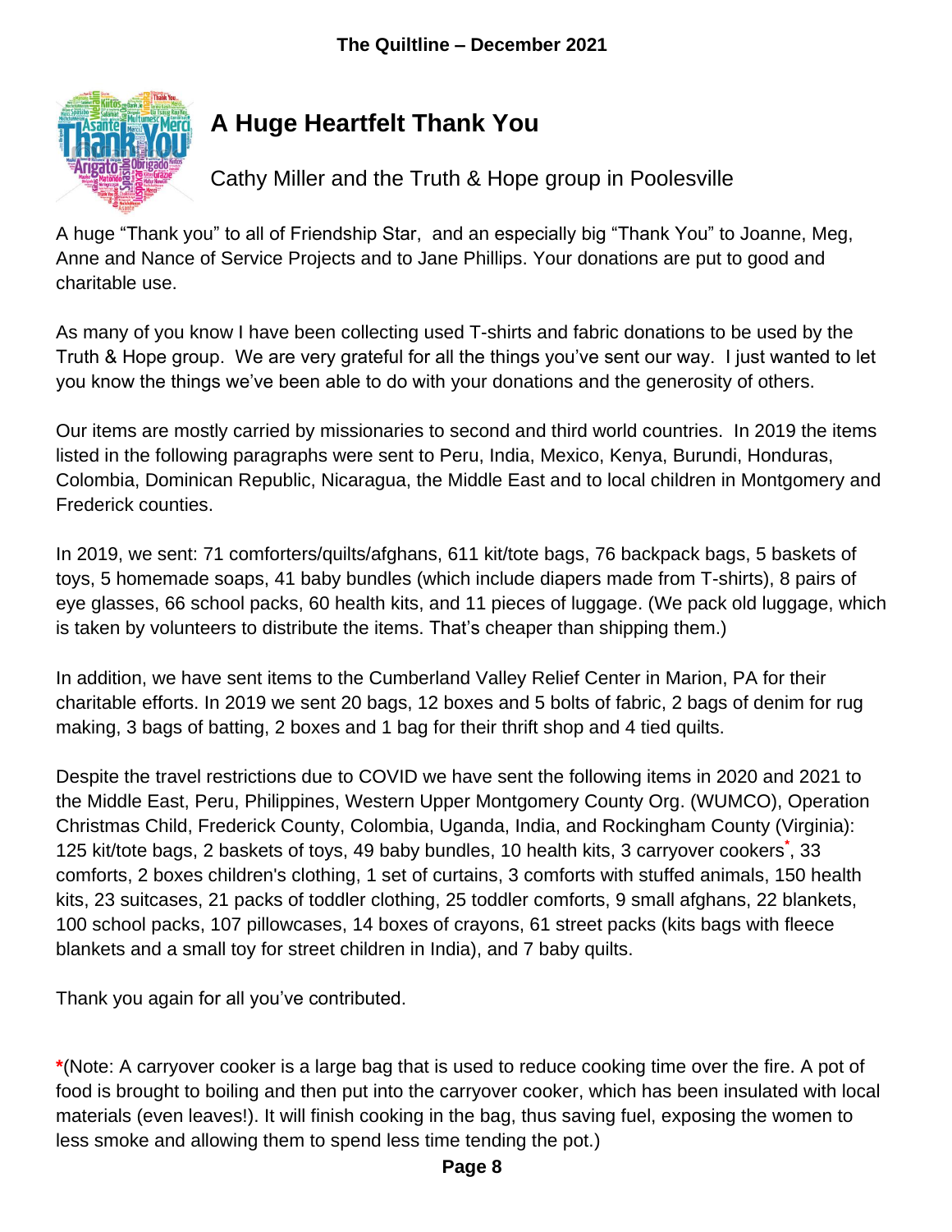## A Huge Heartfelt Thank You

Cathy Miller and the Truth & Hope group in Poolesville

A huge "Thank you" to all of Friendship Star, and an especially big "Thank You" to Joanne, Meg, Anne and Nance of Service Projects and to Jane Phillips. Your donations are put to good and charitable use.

As many of you know I have been collecting used T-shirts and fabric donations to be used by the Truth & Hope group. We are very grateful for all the things you've sent our way. I just wanted to let you know the things we've been able to do with your donations and the generosity of others.

Our items are mostly carried by missionaries to second and third world countries. In 2019 the items listed in the following paragraphs were sent to Peru, India, Mexico, Kenya, Burundi, Honduras, Colombia, Dominican Republic, Nicaragua, the Middle East and to local children in Montgomery and Frederick counties.

In 2019, we sent: 71 comforters/quilts/afghans, 611 kit/tote bags, 76 backpack bags, 5 baskets of toys, 5 homemade soaps, 41 baby bundles (which include diapers made from T-shirts), 8 pairs of eye glasses, 66 school packs, 60 health kits, and 11 pieces of luggage. (We pack old luggage, which is taken by volunteers to distribute the items. That's cheaper than shipping them.)

In addition, we have sent items to the Cumberland Valley Relief Center in Marion, PA for their charitable efforts. In 2019 we sent 20 bags, 12 boxes and 5 bolts of fabric, 2 bags of denim for rug making, 3 bags of batting, 2 boxes and 1 bag for their thrift shop and 4 tied quilts.

Despite the travel restrictions due to COVID we have sent the following items in 2020 and 2021 to the Middle East, Peru, Philippines, Western Upper Montgomery County Org. (WUMCO), Operation Christmas Child, Frederick County, Colombia, Uganda, India, and Rockingham County (Virginia): 125 kit/tote bags, 2 baskets of toys, 49 baby bundles, 10 health kits, 3 carryover cookers*, 33 comforts, 2 boxes children's clothing, 1 set of curtains, 3 comforts with stuffed animals, 150 health kits, 23 suitcases, 21 packs of toddler clothing, 25 toddler comforts, 9 small afghans, 22 blankets, 100 school packs, 107 pillowcases, 14 boxes of crayons, 61 street packs (kits bags with fleece blankets and a small toy for street children in India), and 7 baby quilts.

Thank you again for all you've contributed.

*(Note: A carryover cooker is a large bag that is used to reduce cooking time over the fire. A pot of food is brought to boiling and then put into the carryover cooker, which has been insulated with local materials (even leaves!). It will finish cooking in the bag, thus saving fuel, exposing the women to less smoke and allowing them to spend less time tending the pot.)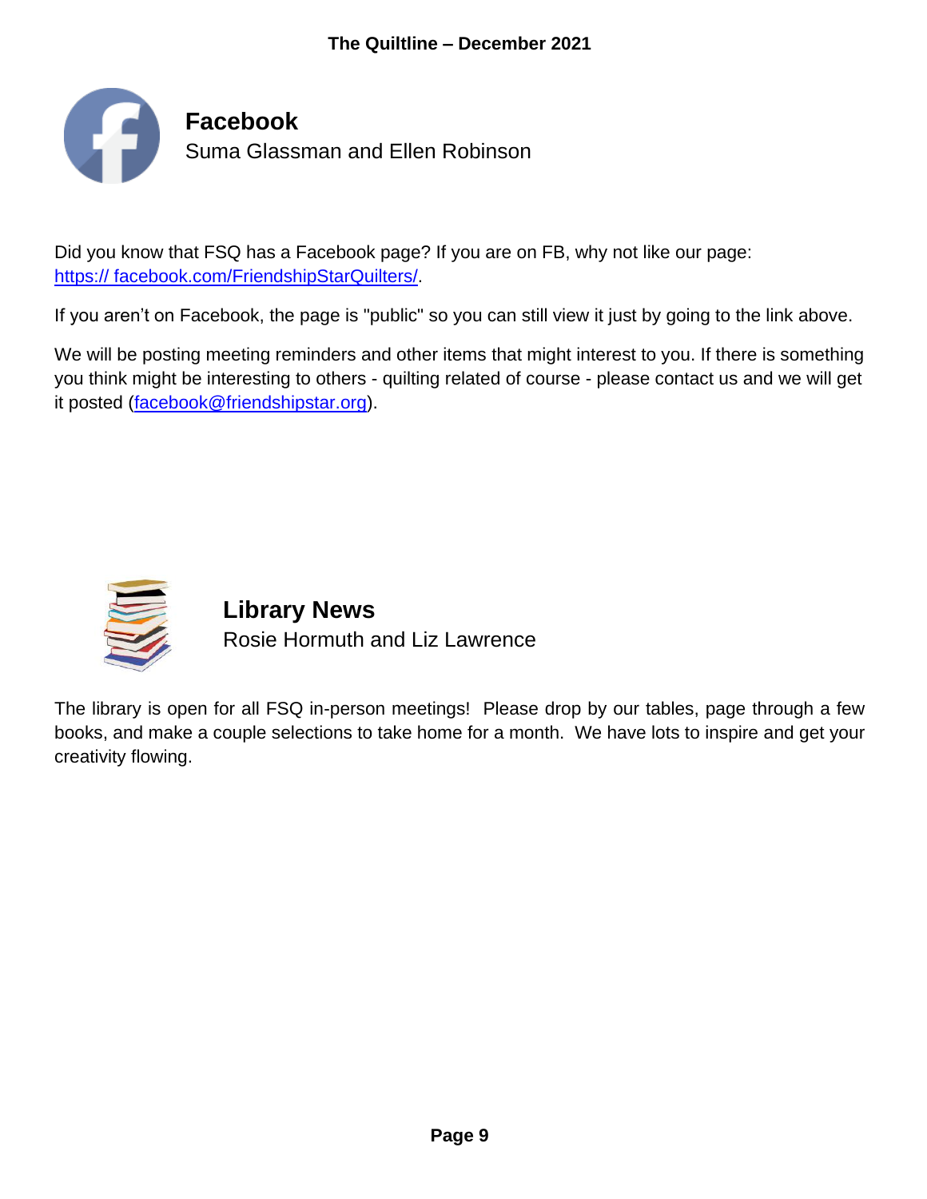## Facebook

Suma Glassman and Ellen Robinson

Did you know that FSQ has a Facebook page? If you are on FB, why not like our page: https:// facebook.com/FriendshipStarQuilters/.

If you aren't on Facebook, the page is "public" so you can still view it just by going to the link above.

We will be posting meeting reminders and other items that might interest to you. If there is something you think might be interesting to others - quilting related of course - please contact us and we will get it posted (facebook@friendshipstar.org).

## Library News

Rosie Hormuth and Liz Lawrence

The library is open for all FSQ in-person meetings! Please drop by our tables, page through a few books, and make a couple selections to take home for a month. We have lots to inspire and get your creativity flowing.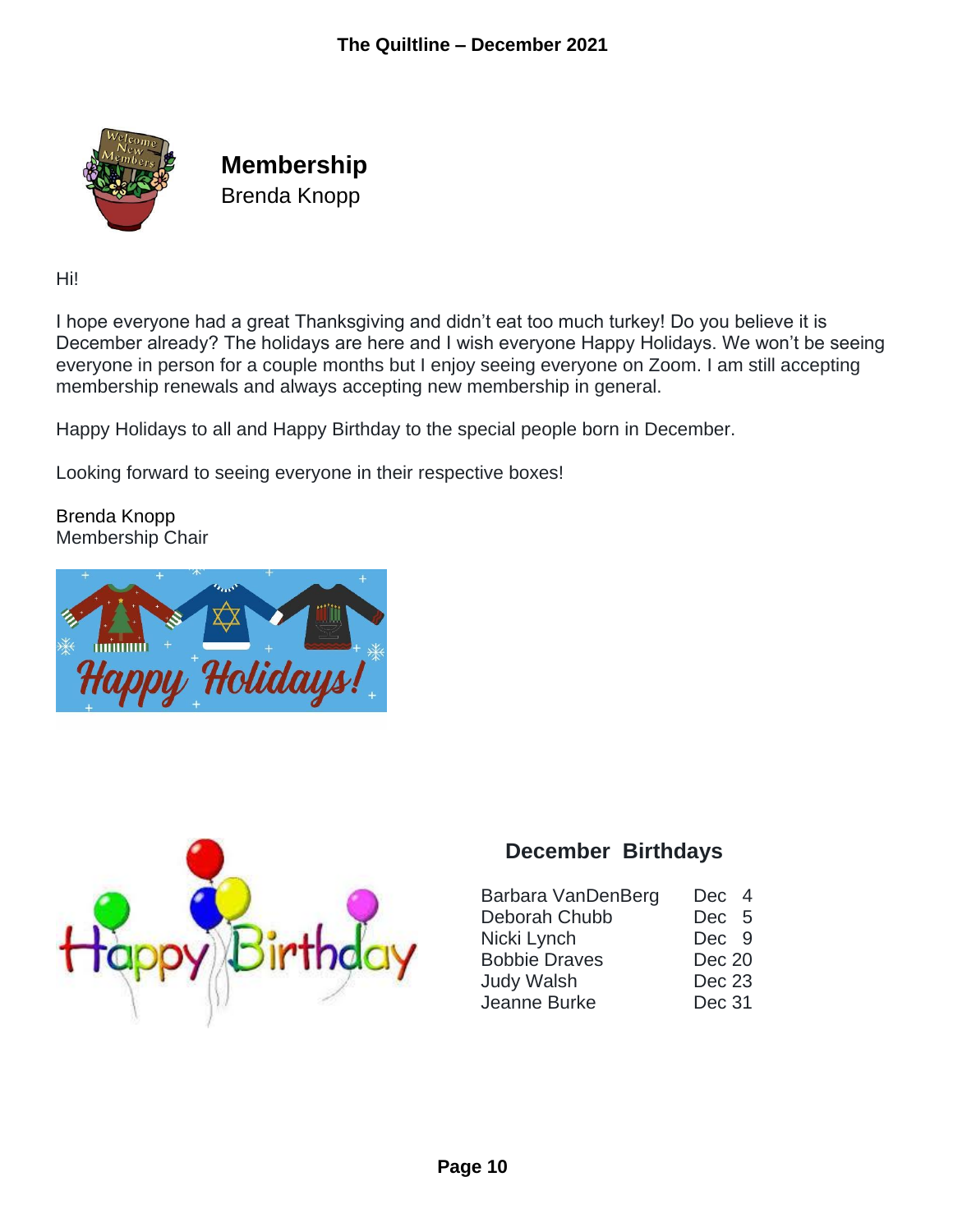## Membership

Brenda Knopp

Hi!

I hope everyone had a great Thanksgiving and didn't eat too much turkey! Do you believe it is December already? The holidays are here and I wish everyone Happy Holidays. We won't be seeing everyone in person for a couple months but I enjoy seeing everyone on Zoom. I am still accepting membership renewals and always accepting new membership in general.

Happy Holidays to all and Happy Birthday to the special people born in December.

Looking forward to seeing everyone in their respective boxes!

Brenda Knopp
Membership Chair

## December Birthdays

| Name | Date |
|---|---|
| Barbara VanDenBerg | Dec 4 |
| Deborah Chubb | Dec 5 |
| Nicki Lynch | Dec 9 |
| Bobbie Draves | Dec 20 |
| Judy Walsh | Dec 23 |
| Jeanne Burke | Dec 31 |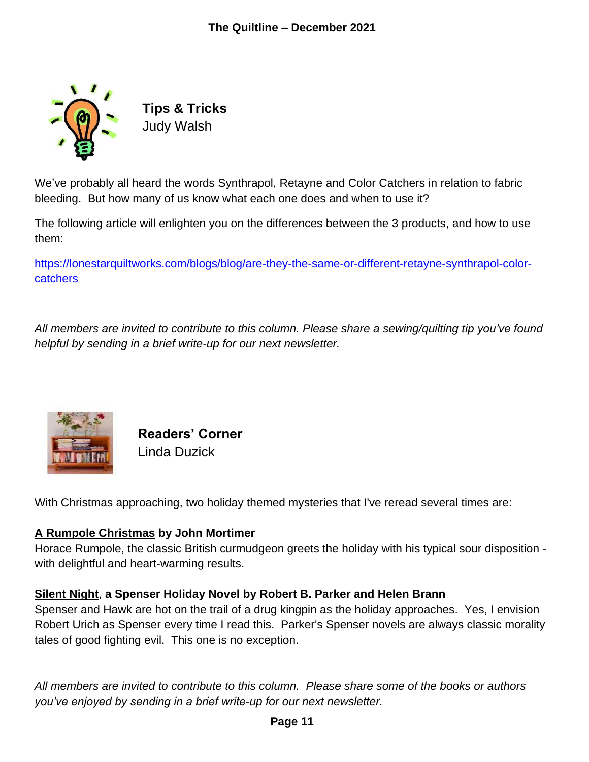## Tips & Tricks

Judy Walsh

We've probably all heard the words Synthrapol, Retayne and Color Catchers in relation to fabric bleeding. But how many of us know what each one does and when to use it?

The following article will enlighten you on the differences between the 3 products, and how to use them:

https://lonestarquiltworks.com/blogs/blog/are-they-the-same-or-different-retayne-synthrapol-color-catchers

*All members are invited to contribute to this column. Please share a sewing/quilting tip you've found helpful by sending in a brief write-up for our next newsletter.*

## Readers' Corner

Linda Duzick

With Christmas approaching, two holiday themed mysteries that I've reread several times are:

**A Rumpole Christmas by John Mortimer**

Horace Rumpole, the classic British curmudgeon greets the holiday with his typical sour disposition - with delightful and heart-warming results.

**Silent Night, a Spenser Holiday Novel by Robert B. Parker and Helen Brann**

Spenser and Hawk are hot on the trail of a drug kingpin as the holiday approaches. Yes, I envision Robert Urich as Spenser every time I read this. Parker's Spenser novels are always classic morality tales of good fighting evil. This one is no exception.

*All members are invited to contribute to this column. Please share some of the books or authors you've enjoyed by sending in a brief write-up for our next newsletter.*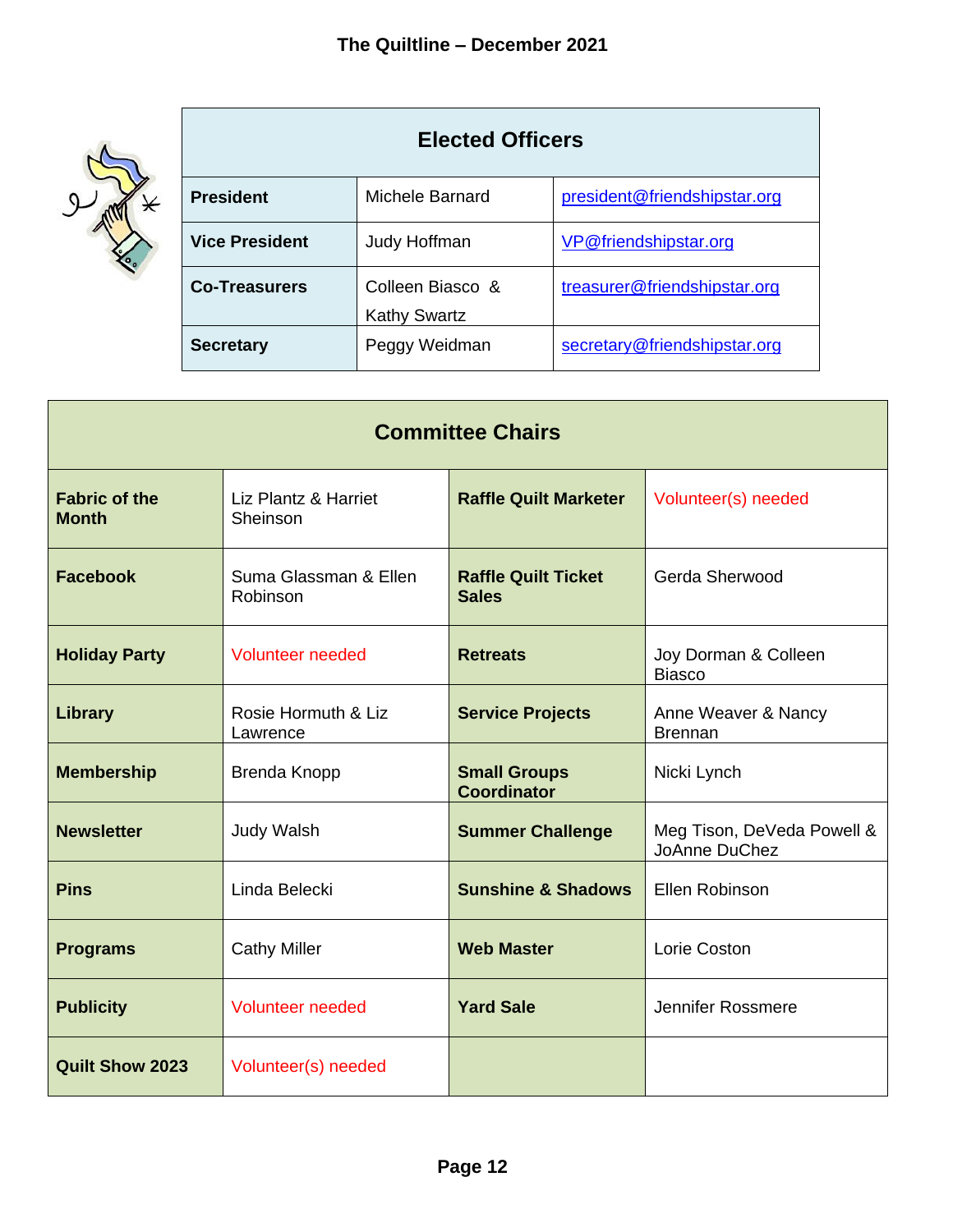| Elected Officers | | |
|---|---|---|
| **President** | Michele Barnard | president@friendshipstar.org |
| **Vice President** | Judy Hoffman | VP@friendshipstar.org |
| **Co-Treasurers** | Colleen Biasco & Kathy Swartz | treasurer@friendshipstar.org |
| **Secretary** | Peggy Weidman | secretary@friendshipstar.org |

| Committee Chairs | | | |
|---|---|---|---|
| **Fabric of the Month** | Liz Plantz & Harriet Sheinson | **Raffle Quilt Marketer** | Volunteer(s) needed |
| **Facebook** | Suma Glassman & Ellen Robinson | **Raffle Quilt Ticket Sales** | Gerda Sherwood |
| **Holiday Party** | Volunteer needed | **Retreats** | Joy Dorman & Colleen Biasco |
| **Library** | Rosie Hormuth & Liz Lawrence | **Service Projects** | Anne Weaver & Nancy Brennan |
| **Membership** | Brenda Knopp | **Small Groups Coordinator** | Nicki Lynch |
| **Newsletter** | Judy Walsh | **Summer Challenge** | Meg Tison, DeVeda Powell & JoAnne DuChez |
| **Pins** | Linda Belecki | **Sunshine & Shadows** | Ellen Robinson |
| **Programs** | Cathy Miller | **Web Master** | Lorie Coston |
| **Publicity** | Volunteer needed | **Yard Sale** | Jennifer Rossmere |
| **Quilt Show 2023** | Volunteer(s) needed | | |